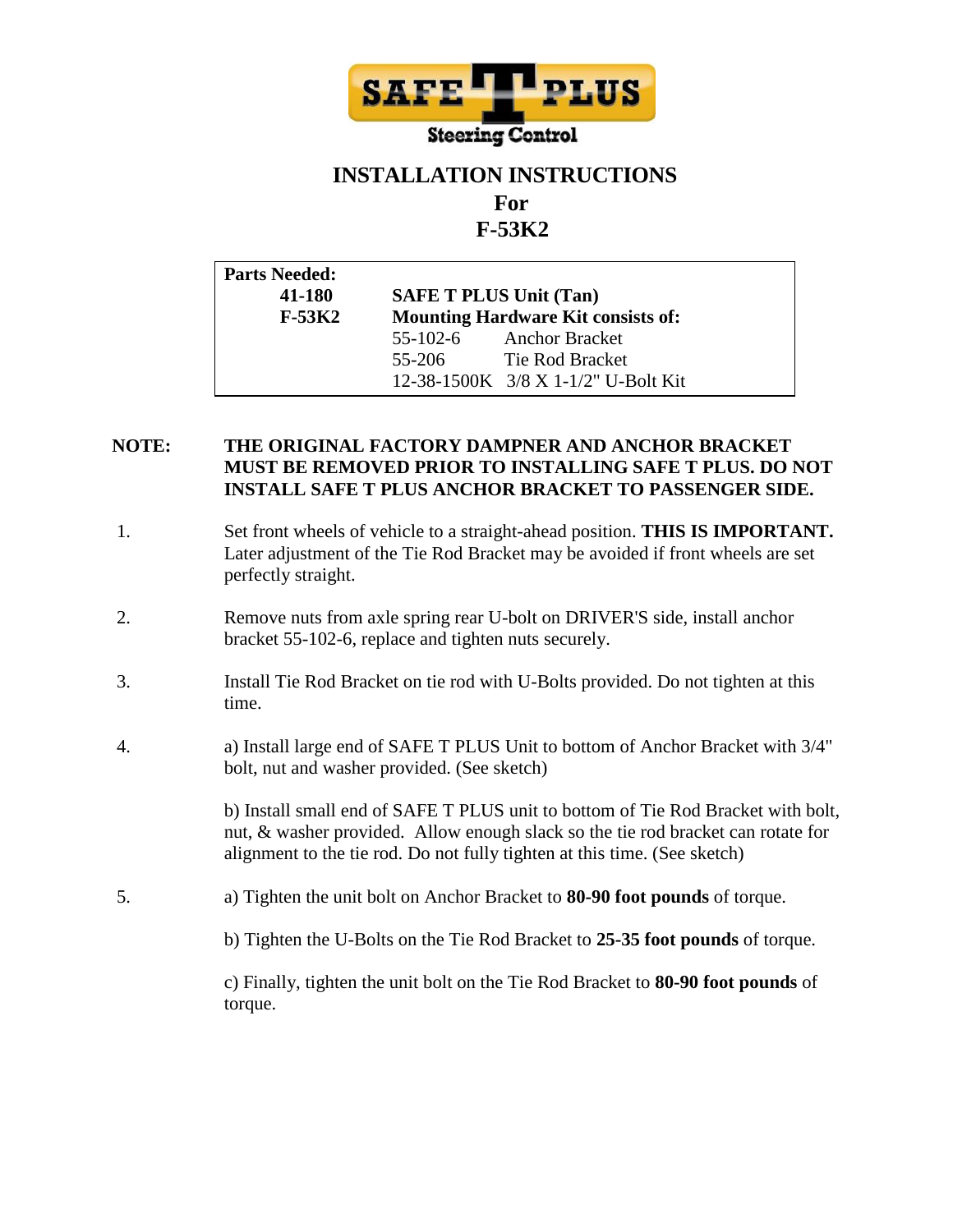SAFE T PLUS

Steering Control

# INSTALLATION INSTRUCTIONS

## For

## F-53K2

| Parts Needed: | | |
|---|---|---|
| **41-180** | **SAFE T PLUS Unit (Tan)** | |
| **F-53K2** | **Mounting Hardware Kit consists of:** | |
| | 55-102-6 | Anchor Bracket |
| | 55-206 | Tie Rod Bracket |
| | 12-38-1500K | 3/8 X 1-1/2" U-Bolt Kit |

**NOTE:** **THE ORIGINAL FACTORY DAMPNER AND ANCHOR BRACKET MUST BE REMOVED PRIOR TO INSTALLING SAFE T PLUS. DO NOT INSTALL SAFE T PLUS ANCHOR BRACKET TO PASSENGER SIDE.**

1. Set front wheels of vehicle to a straight-ahead position. **THIS IS IMPORTANT.** Later adjustment of the Tie Rod Bracket may be avoided if front wheels are set perfectly straight.

2. Remove nuts from axle spring rear U-bolt on DRIVER'S side, install anchor bracket 55-102-6, replace and tighten nuts securely.

3. Install Tie Rod Bracket on tie rod with U-Bolts provided. Do not tighten at this time.

4. a) Install large end of SAFE T PLUS Unit to bottom of Anchor Bracket with 3/4" bolt, nut and washer provided. (See sketch)

   b) Install small end of SAFE T PLUS unit to bottom of Tie Rod Bracket with bolt, nut, & washer provided. Allow enough slack so the tie rod bracket can rotate for alignment to the tie rod. Do not fully tighten at this time. (See sketch)

5. a) Tighten the unit bolt on Anchor Bracket to **80-90 foot pounds** of torque.

   b) Tighten the U-Bolts on the Tie Rod Bracket to **25-35 foot pounds** of torque.

   c) Finally, tighten the unit bolt on the Tie Rod Bracket to **80-90 foot pounds** of torque.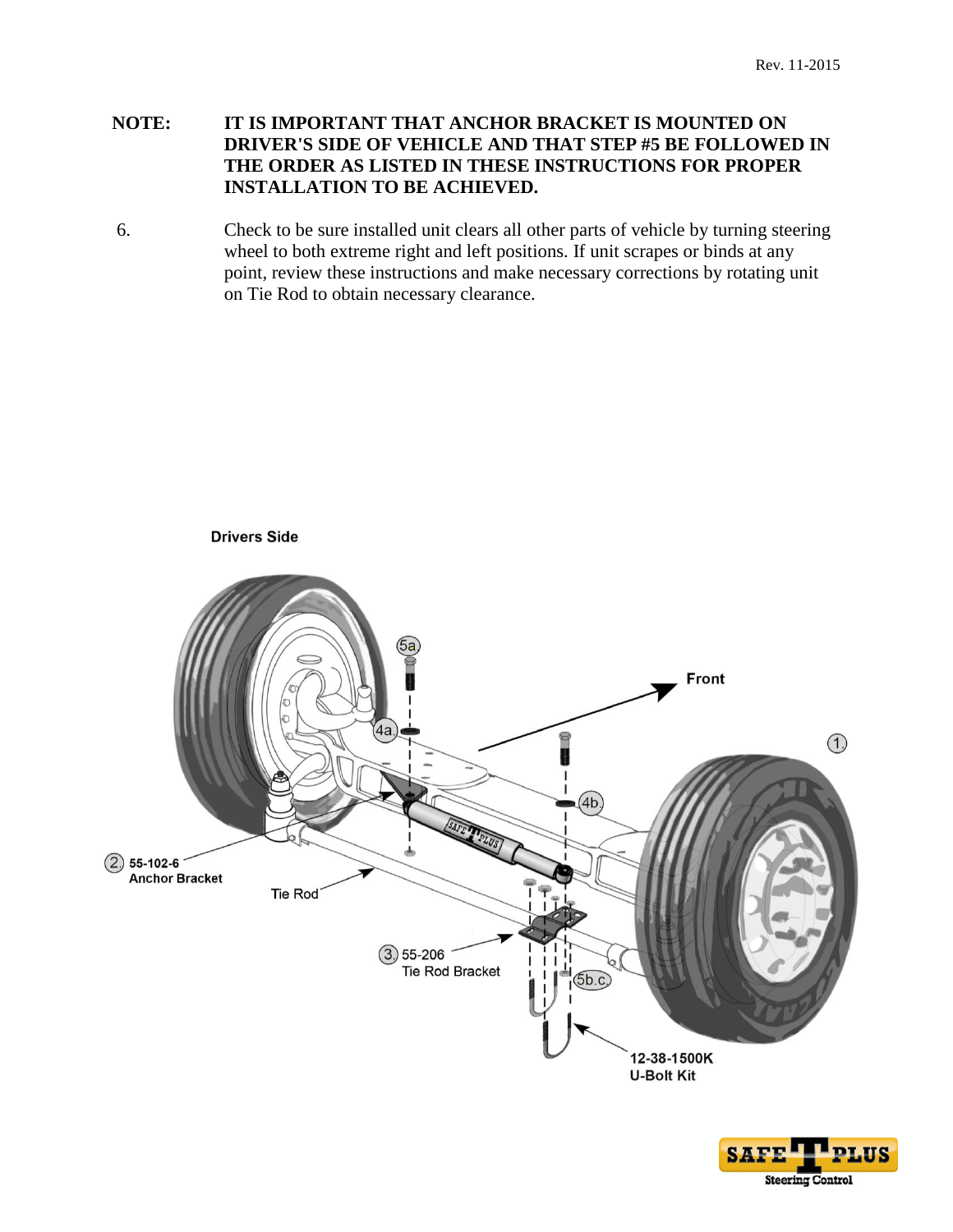**NOTE:** **IT IS IMPORTANT THAT ANCHOR BRACKET IS MOUNTED ON DRIVER'S SIDE OF VEHICLE AND THAT STEP #5 BE FOLLOWED IN THE ORDER AS LISTED IN THESE INSTRUCTIONS FOR PROPER INSTALLATION TO BE ACHIEVED.**

6. Check to be sure installed unit clears all other parts of vehicle by turning steering wheel to both extreme right and left positions. If unit scrapes or binds at any point, review these instructions and make necessary corrections by rotating unit on Tie Rod to obtain necessary clearance.

Drivers Side

Front

1.

5a

4a.

4b.

2. 55-102-6 Anchor Bracket

Tie Rod

3. 55-206 Tie Rod Bracket

5b.c.

12-38-1500K U-Bolt Kit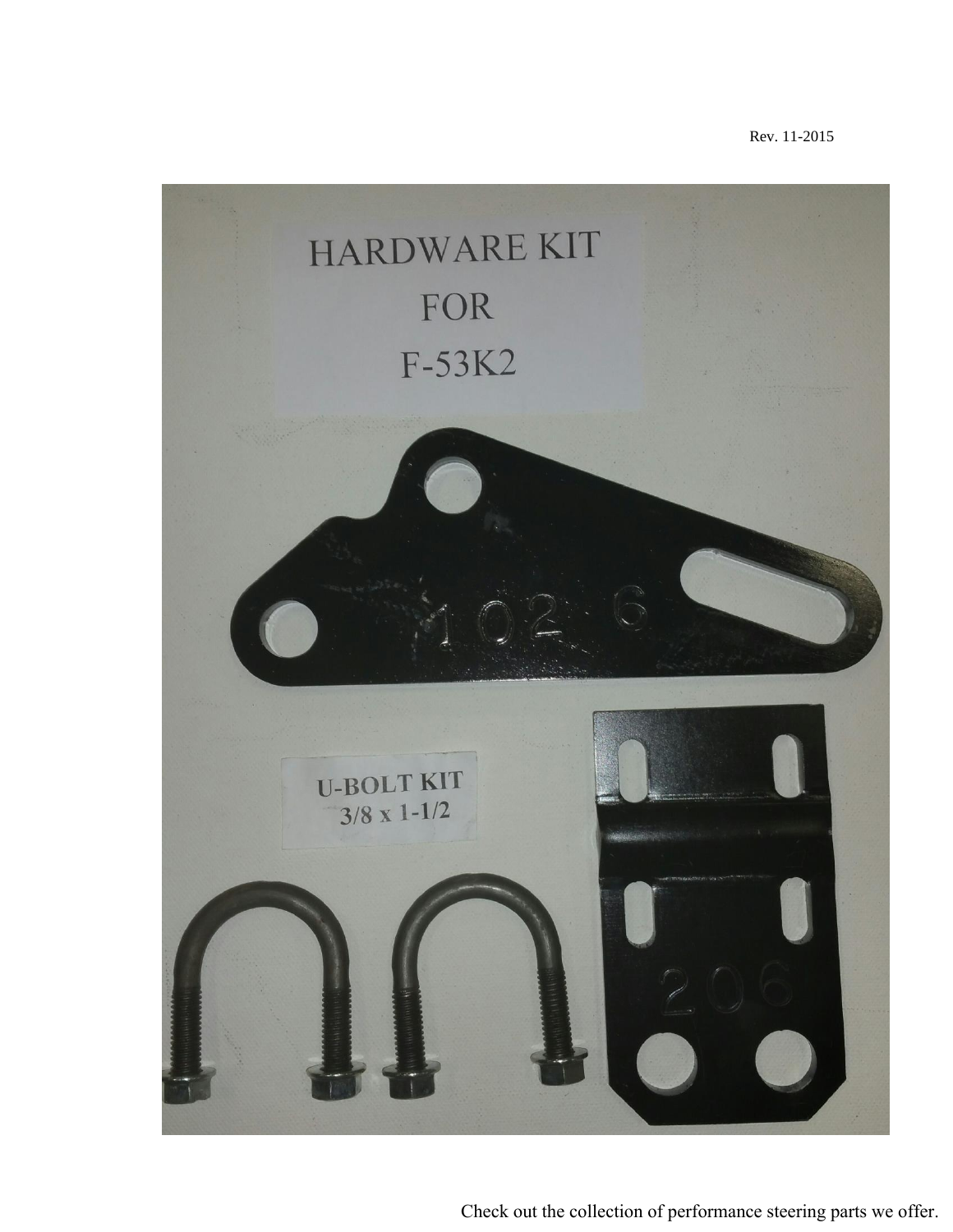Rev. 11-2015

HARDWARE KIT
FOR
F-53K2

U-BOLT KIT
3/8 x 1-1/2

Check out the collection of performance steering parts we offer.